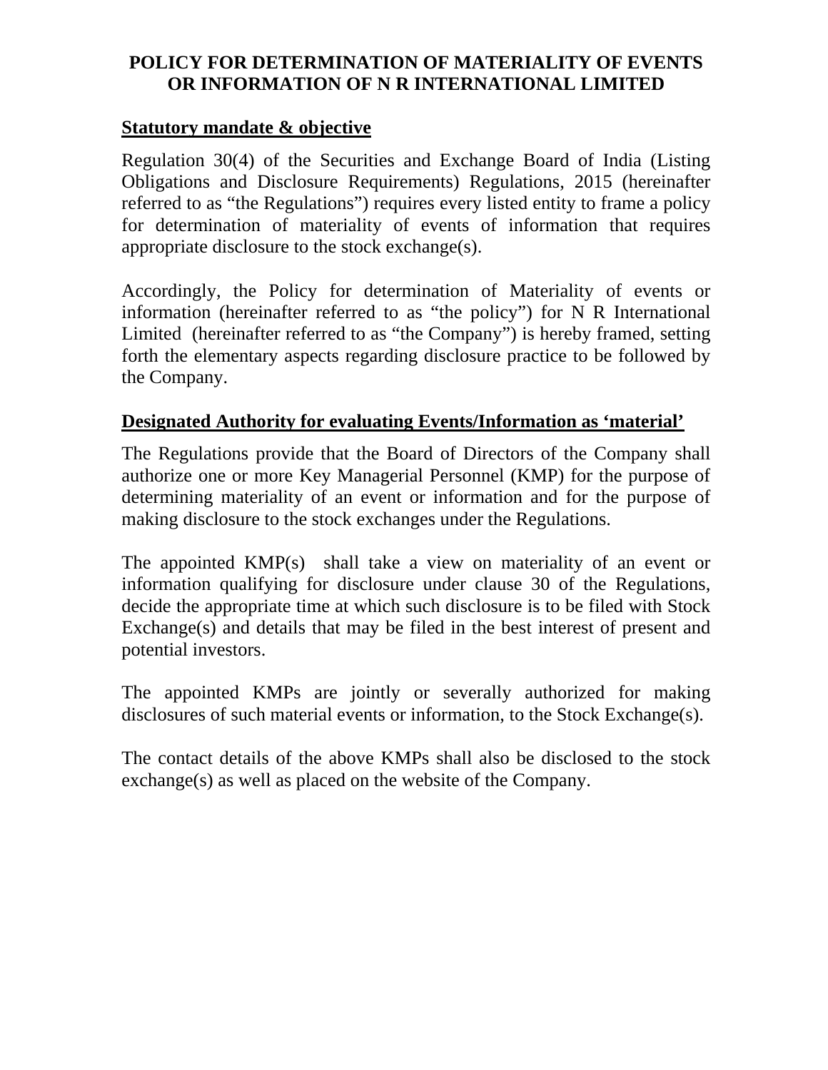# POLICY FOR DETERMINATION OF MATERIALITY OF EVENTS OR INFORMATION OF N R INTERNATIONAL LIMITED

## Statutory mandate & objective

Regulation 30(4) of the Securities and Exchange Board of India (Listing Obligations and Disclosure Requirements) Regulations, 2015 (hereinafter referred to as "the Regulations") requires every listed entity to frame a policy for determination of materiality of events of information that requires appropriate disclosure to the stock exchange(s).

Accordingly, the Policy for determination of Materiality of events or information (hereinafter referred to as "the policy") for N R International Limited (hereinafter referred to as "the Company") is hereby framed, setting forth the elementary aspects regarding disclosure practice to be followed by the Company.

## Designated Authority for evaluating Events/Information as 'material'

The Regulations provide that the Board of Directors of the Company shall authorize one or more Key Managerial Personnel (KMP) for the purpose of determining materiality of an event or information and for the purpose of making disclosure to the stock exchanges under the Regulations.

The appointed KMP(s) shall take a view on materiality of an event or information qualifying for disclosure under clause 30 of the Regulations, decide the appropriate time at which such disclosure is to be filed with Stock Exchange(s) and details that may be filed in the best interest of present and potential investors.

The appointed KMPs are jointly or severally authorized for making disclosures of such material events or information, to the Stock Exchange(s).

The contact details of the above KMPs shall also be disclosed to the stock exchange(s) as well as placed on the website of the Company.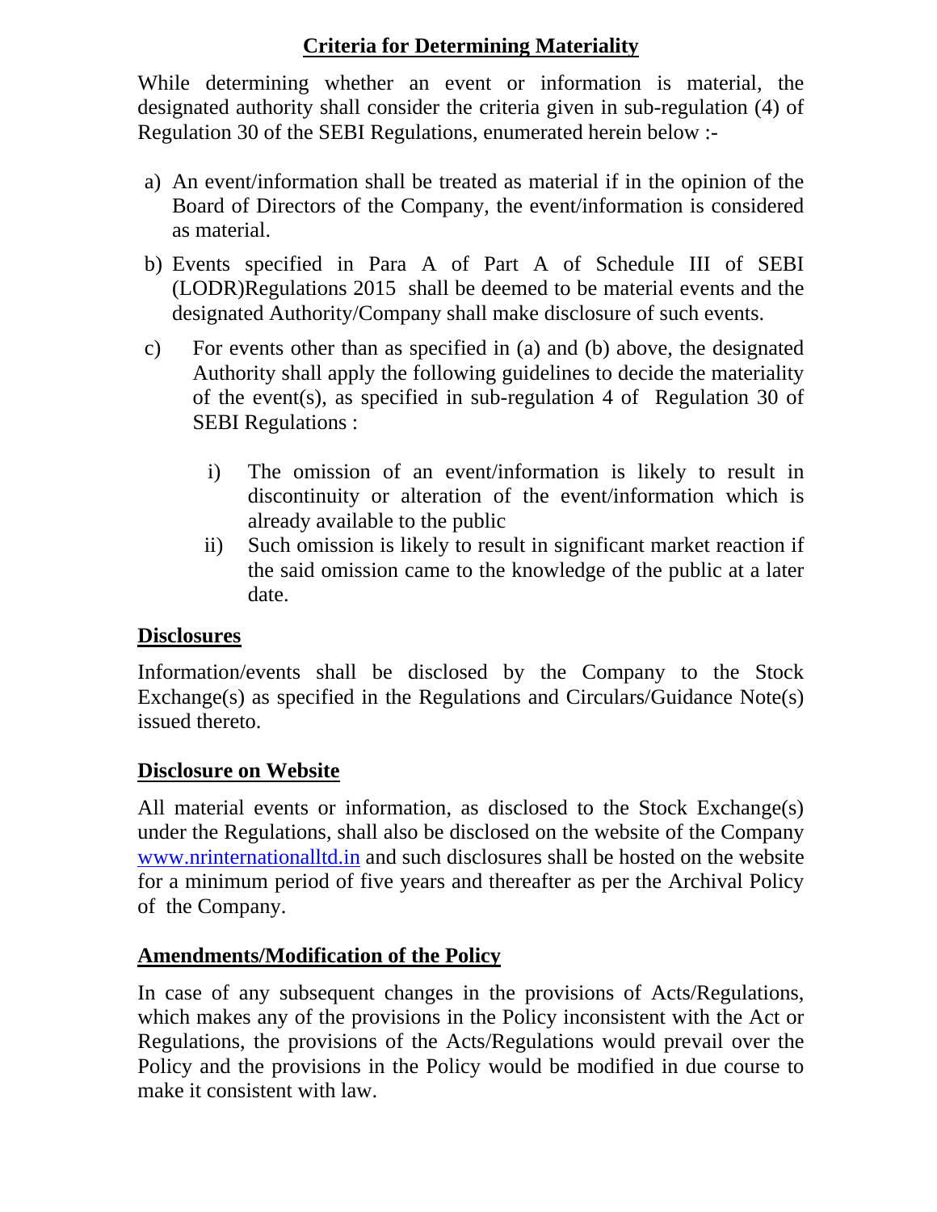## Criteria for Determining Materiality

While determining whether an event or information is material, the designated authority shall consider the criteria given in sub-regulation (4) of Regulation 30 of the SEBI Regulations, enumerated herein below :-

a) An event/information shall be treated as material if in the opinion of the Board of Directors of the Company, the event/information is considered as material.

b) Events specified in Para A of Part A of Schedule III of SEBI (LODR)Regulations 2015 shall be deemed to be material events and the designated Authority/Company shall make disclosure of such events.

c) For events other than as specified in (a) and (b) above, the designated Authority shall apply the following guidelines to decide the materiality of the event(s), as specified in sub-regulation 4 of Regulation 30 of SEBI Regulations :

   i) The omission of an event/information is likely to result in discontinuity or alteration of the event/information which is already available to the public
   
   ii) Such omission is likely to result in significant market reaction if the said omission came to the knowledge of the public at a later date.

## Disclosures

Information/events shall be disclosed by the Company to the Stock Exchange(s) as specified in the Regulations and Circulars/Guidance Note(s) issued thereto.

## Disclosure on Website

All material events or information, as disclosed to the Stock Exchange(s) under the Regulations, shall also be disclosed on the website of the Company www.nrinternationalltd.in and such disclosures shall be hosted on the website for a minimum period of five years and thereafter as per the Archival Policy of the Company.

## Amendments/Modification of the Policy

In case of any subsequent changes in the provisions of Acts/Regulations, which makes any of the provisions in the Policy inconsistent with the Act or Regulations, the provisions of the Acts/Regulations would prevail over the Policy and the provisions in the Policy would be modified in due course to make it consistent with law.